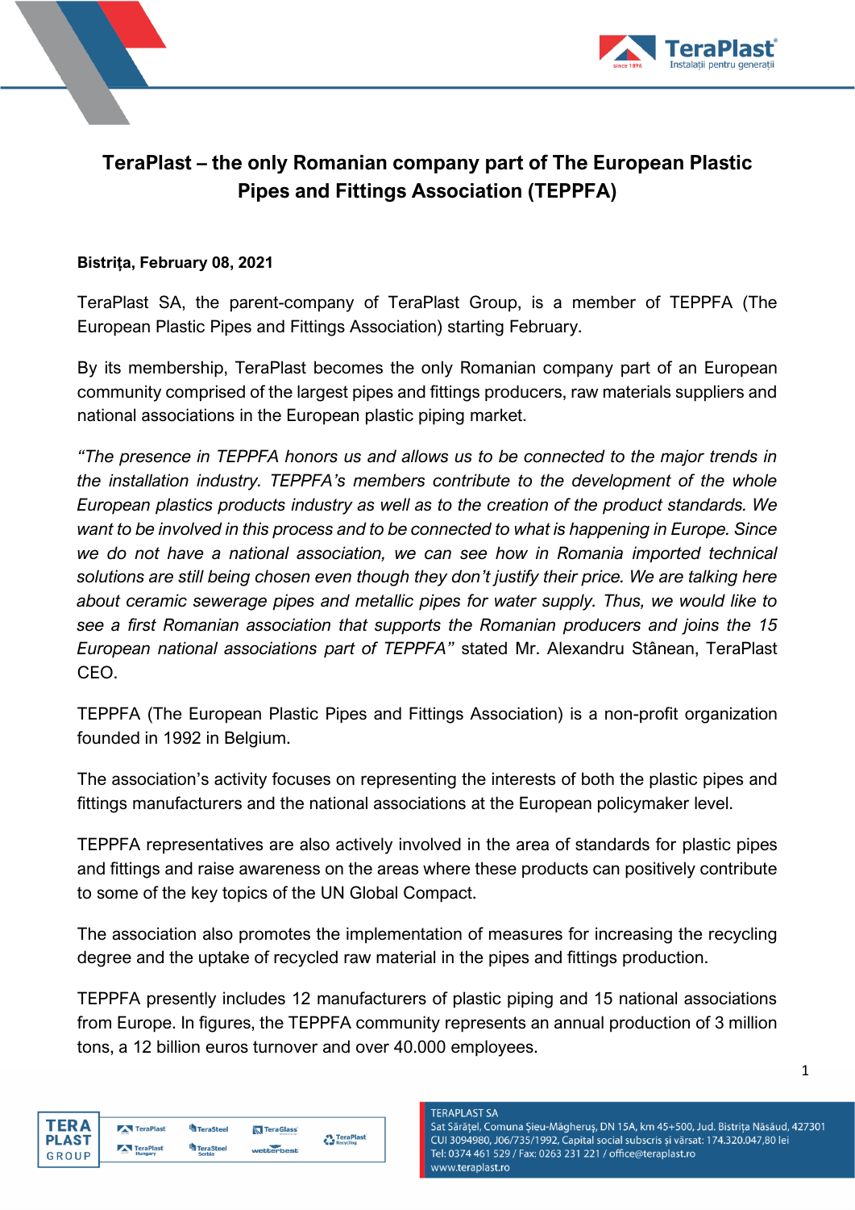# TeraPlast – the only Romanian company part of The European Plastic Pipes and Fittings Association (TEPPFA)

**Bistrița, February 08, 2021**

TeraPlast SA, the parent-company of TeraPlast Group, is a member of TEPPFA (The European Plastic Pipes and Fittings Association) starting February.

By its membership, TeraPlast becomes the only Romanian company part of an European community comprised of the largest pipes and fittings producers, raw materials suppliers and national associations in the European plastic piping market.

*"The presence in TEPPFA honors us and allows us to be connected to the major trends in the installation industry. TEPPFA's members contribute to the development of the whole European plastics products industry as well as to the creation of the product standards. We want to be involved in this process and to be connected to what is happening in Europe. Since we do not have a national association, we can see how in Romania imported technical solutions are still being chosen even though they don't justify their price. We are talking here about ceramic sewerage pipes and metallic pipes for water supply. Thus, we would like to see a first Romanian association that supports the Romanian producers and joins the 15 European national associations part of TEPPFA"* stated Mr. Alexandru Stânean, TeraPlast CEO.

TEPPFA (The European Plastic Pipes and Fittings Association) is a non-profit organization founded in 1992 in Belgium.

The association's activity focuses on representing the interests of both the plastic pipes and fittings manufacturers and the national associations at the European policymaker level.

TEPPFA representatives are also actively involved in the area of standards for plastic pipes and fittings and raise awareness on the areas where these products can positively contribute to some of the key topics of the UN Global Compact.

The association also promotes the implementation of measures for increasing the recycling degree and the uptake of recycled raw material in the pipes and fittings production.

TEPPFA presently includes 12 manufacturers of plastic piping and 15 national associations from Europe. In figures, the TEPPFA community represents an annual production of 3 million tons, a 12 billion euros turnover and over 40.000 employees.

TERAPLAST SA
Sat Sărățel, Comuna Șieu-Măgheruș, DN 15A, km 45+500, Jud. Bistrița Năsăud, 427301
CUI 3094980, J06/735/1992, Capital social subscris și vărsat: 174.320.047,80 lei
Tel: 0374 461 529 / Fax: 0263 231 221 / office@teraplast.ro
www.teraplast.ro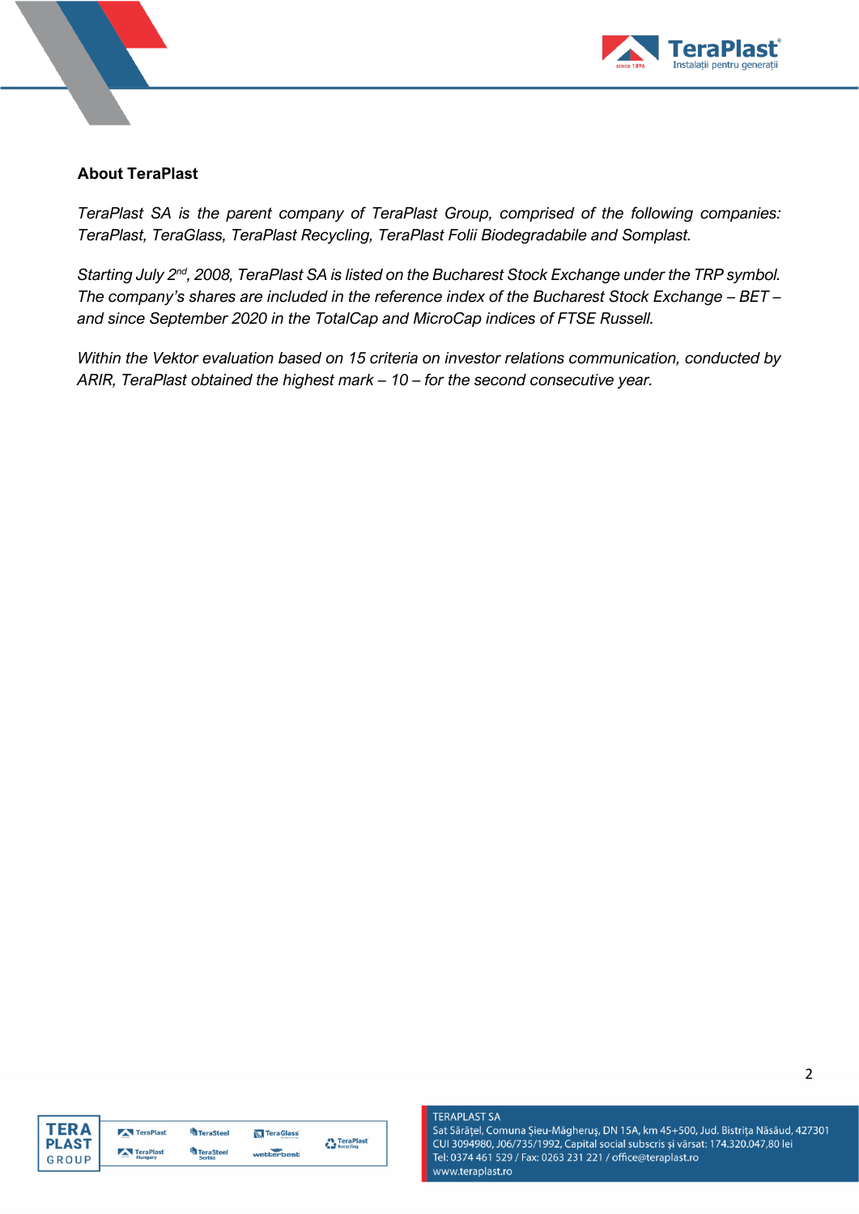**About TeraPlast**

*TeraPlast SA is the parent company of TeraPlast Group, comprised of the following companies: TeraPlast, TeraGlass, TeraPlast Recycling, TeraPlast Folii Biodegradabile and Somplast.*

*Starting July 2nd, 2008, TeraPlast SA is listed on the Bucharest Stock Exchange under the TRP symbol. The company's shares are included in the reference index of the Bucharest Stock Exchange – BET – and since September 2020 in the TotalCap and MicroCap indices of FTSE Russell.*

*Within the Vektor evaluation based on 15 criteria on investor relations communication, conducted by ARIR, TeraPlast obtained the highest mark – 10 – for the second consecutive year.*